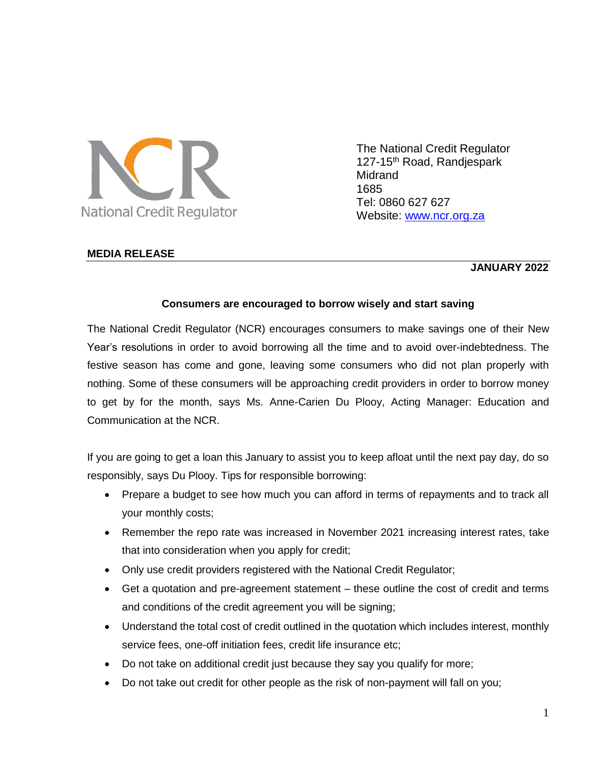National Credit Regulator

The National Credit Regulator
127-15th Road, Randjespark
Midrand
1685
Tel: 0860 627 627
Website: www.ncr.org.za

**MEDIA RELEASE**

**JANUARY 2022**

**Consumers are encouraged to borrow wisely and start saving**

The National Credit Regulator (NCR) encourages consumers to make savings one of their New Year's resolutions in order to avoid borrowing all the time and to avoid over-indebtedness. The festive season has come and gone, leaving some consumers who did not plan properly with nothing. Some of these consumers will be approaching credit providers in order to borrow money to get by for the month, says Ms. Anne-Carien Du Plooy, Acting Manager: Education and Communication at the NCR.

If you are going to get a loan this January to assist you to keep afloat until the next pay day, do so responsibly, says Du Plooy. Tips for responsible borrowing:

- Prepare a budget to see how much you can afford in terms of repayments and to track all your monthly costs;
- Remember the repo rate was increased in November 2021 increasing interest rates, take that into consideration when you apply for credit;
- Only use credit providers registered with the National Credit Regulator;
- Get a quotation and pre-agreement statement – these outline the cost of credit and terms and conditions of the credit agreement you will be signing;
- Understand the total cost of credit outlined in the quotation which includes interest, monthly service fees, one-off initiation fees, credit life insurance etc;
- Do not take on additional credit just because they say you qualify for more;
- Do not take out credit for other people as the risk of non-payment will fall on you;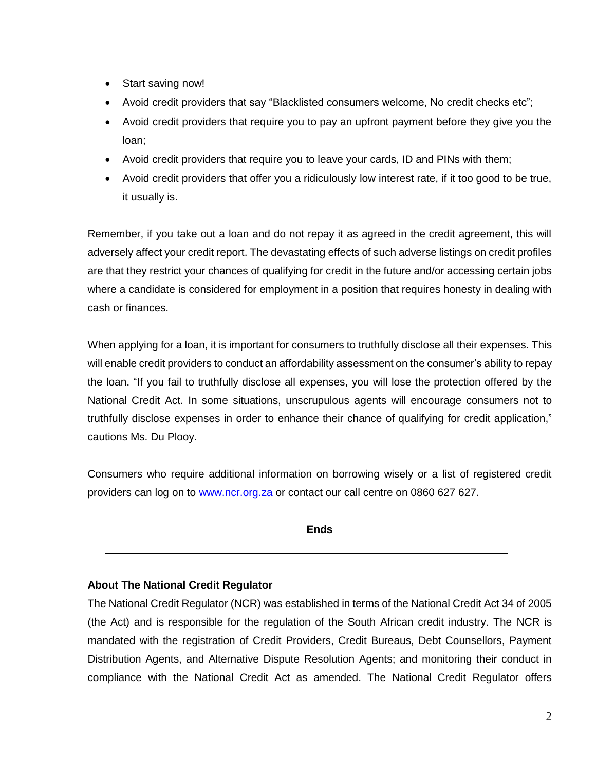- Start saving now!
- Avoid credit providers that say "Blacklisted consumers welcome, No credit checks etc";
- Avoid credit providers that require you to pay an upfront payment before they give you the loan;
- Avoid credit providers that require you to leave your cards, ID and PINs with them;
- Avoid credit providers that offer you a ridiculously low interest rate, if it too good to be true, it usually is.

Remember, if you take out a loan and do not repay it as agreed in the credit agreement, this will adversely affect your credit report. The devastating effects of such adverse listings on credit profiles are that they restrict your chances of qualifying for credit in the future and/or accessing certain jobs where a candidate is considered for employment in a position that requires honesty in dealing with cash or finances.

When applying for a loan, it is important for consumers to truthfully disclose all their expenses. This will enable credit providers to conduct an affordability assessment on the consumer's ability to repay the loan. "If you fail to truthfully disclose all expenses, you will lose the protection offered by the National Credit Act. In some situations, unscrupulous agents will encourage consumers not to truthfully disclose expenses in order to enhance their chance of qualifying for credit application," cautions Ms. Du Plooy.

Consumers who require additional information on borrowing wisely or a list of registered credit providers can log on to [www.ncr.org.za](http://www.ncr.org.za) or contact our call centre on 0860 627 627.

**Ends**

---

**About The National Credit Regulator**

The National Credit Regulator (NCR) was established in terms of the National Credit Act 34 of 2005 (the Act) and is responsible for the regulation of the South African credit industry. The NCR is mandated with the registration of Credit Providers, Credit Bureaus, Debt Counsellors, Payment Distribution Agents, and Alternative Dispute Resolution Agents; and monitoring their conduct in compliance with the National Credit Act as amended. The National Credit Regulator offers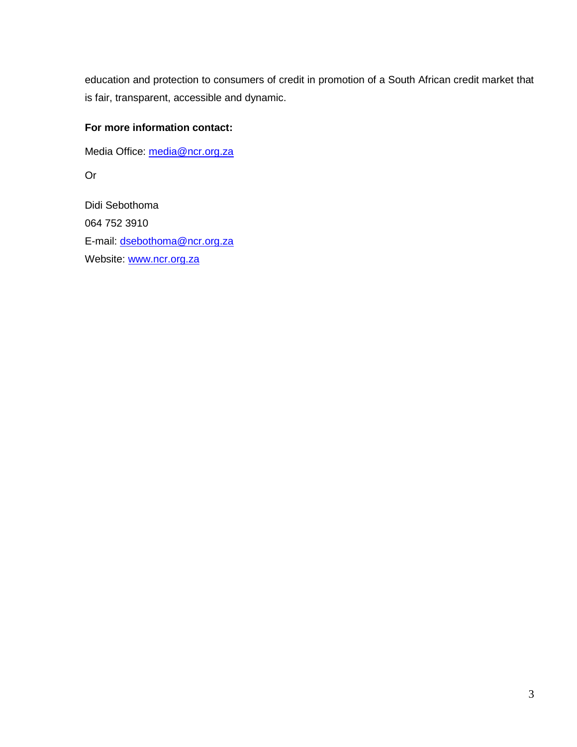education and protection to consumers of credit in promotion of a South African credit market that is fair, transparent, accessible and dynamic.

**For more information contact:**

Media Office: media@ncr.org.za

Or

Didi Sebothoma
064 752 3910
E-mail: dsebothoma@ncr.org.za
Website: www.ncr.org.za